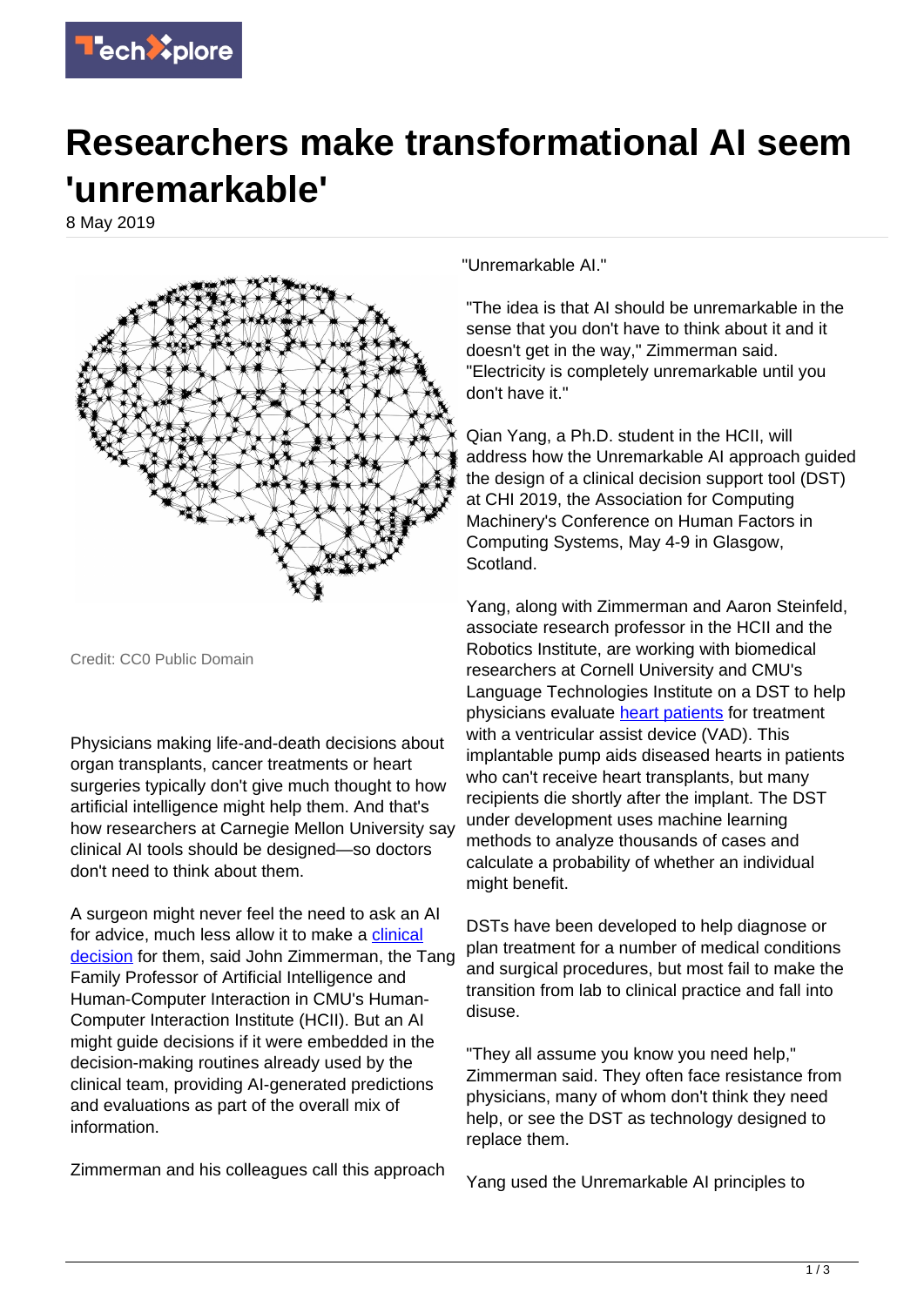# Researchers make transformational AI seem 'unremarkable'

8 May 2019

Credit: CC0 Public Domain

Physicians making life-and-death decisions about organ transplants, cancer treatments or heart surgeries typically don't give much thought to how artificial intelligence might help them. And that's how researchers at Carnegie Mellon University say clinical AI tools should be designed—so doctors don't need to think about them.

A surgeon might never feel the need to ask an AI for advice, much less allow it to make a clinical decision for them, said John Zimmerman, the Tang Family Professor of Artificial Intelligence and Human-Computer Interaction in CMU's Human-Computer Interaction Institute (HCII). But an AI might guide decisions if it were embedded in the decision-making routines already used by the clinical team, providing AI-generated predictions and evaluations as part of the overall mix of information.

Zimmerman and his colleagues call this approach "Unremarkable AI."

"The idea is that AI should be unremarkable in the sense that you don't have to think about it and it doesn't get in the way," Zimmerman said. "Electricity is completely unremarkable until you don't have it."

Qian Yang, a Ph.D. student in the HCII, will address how the Unremarkable AI approach guided the design of a clinical decision support tool (DST) at CHI 2019, the Association for Computing Machinery's Conference on Human Factors in Computing Systems, May 4-9 in Glasgow, Scotland.

Yang, along with Zimmerman and Aaron Steinfeld, associate research professor in the HCII and the Robotics Institute, are working with biomedical researchers at Cornell University and CMU's Language Technologies Institute on a DST to help physicians evaluate heart patients for treatment with a ventricular assist device (VAD). This implantable pump aids diseased hearts in patients who can't receive heart transplants, but many recipients die shortly after the implant. The DST under development uses machine learning methods to analyze thousands of cases and calculate a probability of whether an individual might benefit.

DSTs have been developed to help diagnose or plan treatment for a number of medical conditions and surgical procedures, but most fail to make the transition from lab to clinical practice and fall into disuse.

"They all assume you know you need help," Zimmerman said. They often face resistance from physicians, many of whom don't think they need help, or see the DST as technology designed to replace them.

Yang used the Unremarkable AI principles to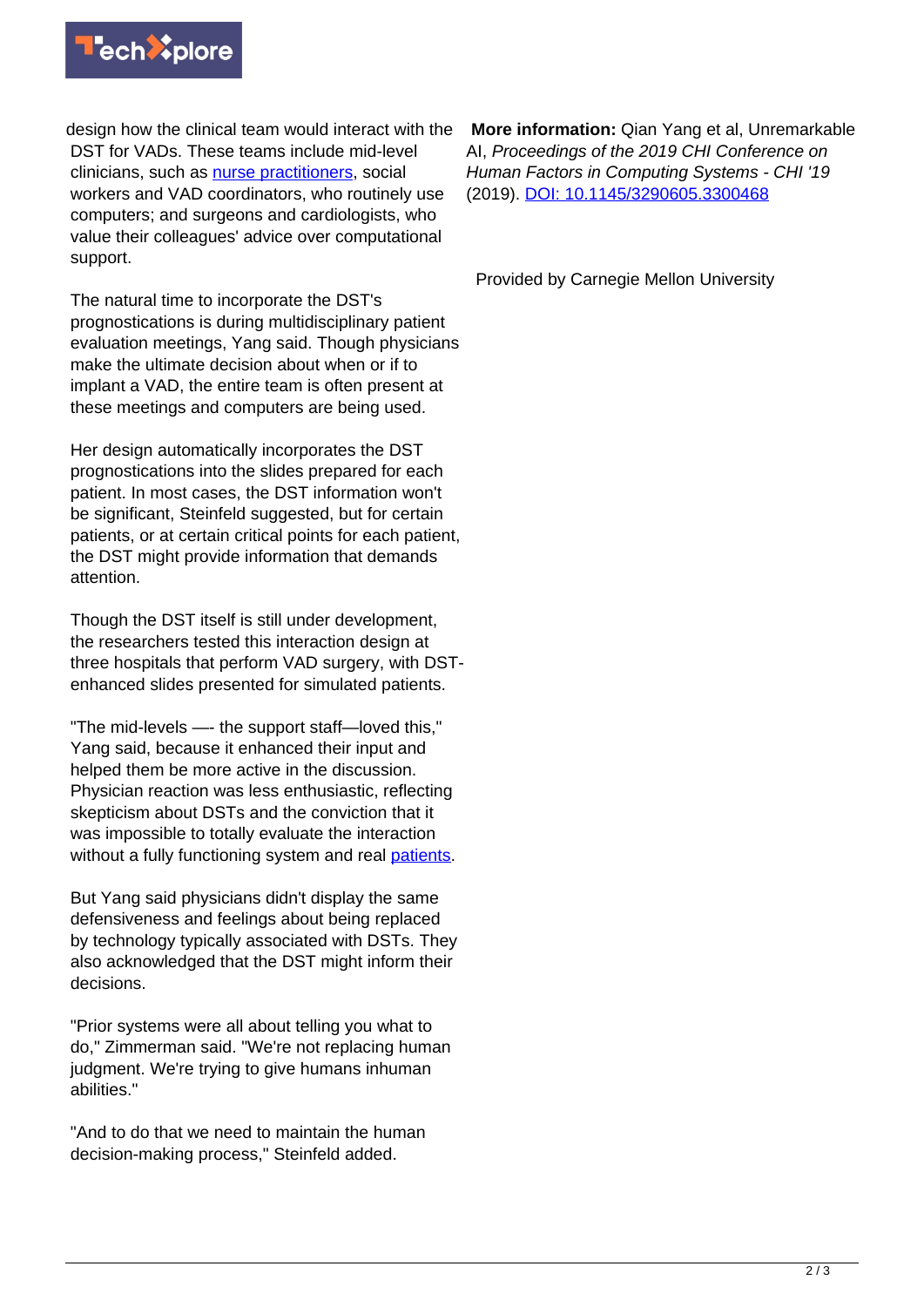design how the clinical team would interact with the DST for VADs. These teams include mid-level clinicians, such as nurse practitioners, social workers and VAD coordinators, who routinely use computers; and surgeons and cardiologists, who value their colleagues' advice over computational support.

The natural time to incorporate the DST's prognostications is during multidisciplinary patient evaluation meetings, Yang said. Though physicians make the ultimate decision about when or if to implant a VAD, the entire team is often present at these meetings and computers are being used.

Her design automatically incorporates the DST prognostications into the slides prepared for each patient. In most cases, the DST information won't be significant, Steinfeld suggested, but for certain patients, or at certain critical points for each patient, the DST might provide information that demands attention.

Though the DST itself is still under development, the researchers tested this interaction design at three hospitals that perform VAD surgery, with DST-enhanced slides presented for simulated patients.

"The mid-levels —- the support staff—loved this," Yang said, because it enhanced their input and helped them be more active in the discussion. Physician reaction was less enthusiastic, reflecting skepticism about DSTs and the conviction that it was impossible to totally evaluate the interaction without a fully functioning system and real patients.

But Yang said physicians didn't display the same defensiveness and feelings about being replaced by technology typically associated with DSTs. They also acknowledged that the DST might inform their decisions.

"Prior systems were all about telling you what to do," Zimmerman said. "We're not replacing human judgment. We're trying to give humans inhuman abilities."

"And to do that we need to maintain the human decision-making process," Steinfeld added.

**More information:** Qian Yang et al, Unremarkable AI, *Proceedings of the 2019 CHI Conference on Human Factors in Computing Systems - CHI '19* (2019). DOI: 10.1145/3290605.3300468

Provided by Carnegie Mellon University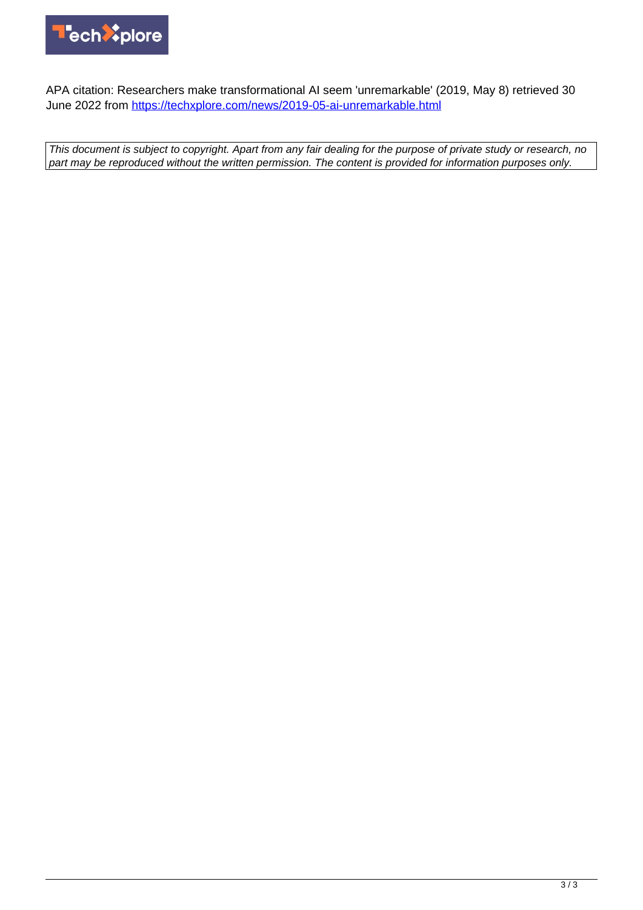APA citation: Researchers make transformational AI seem 'unremarkable' (2019, May 8) retrieved 30 June 2022 from https://techxplore.com/news/2019-05-ai-unremarkable.html

*This document is subject to copyright. Apart from any fair dealing for the purpose of private study or research, no part may be reproduced without the written permission. The content is provided for information purposes only.*